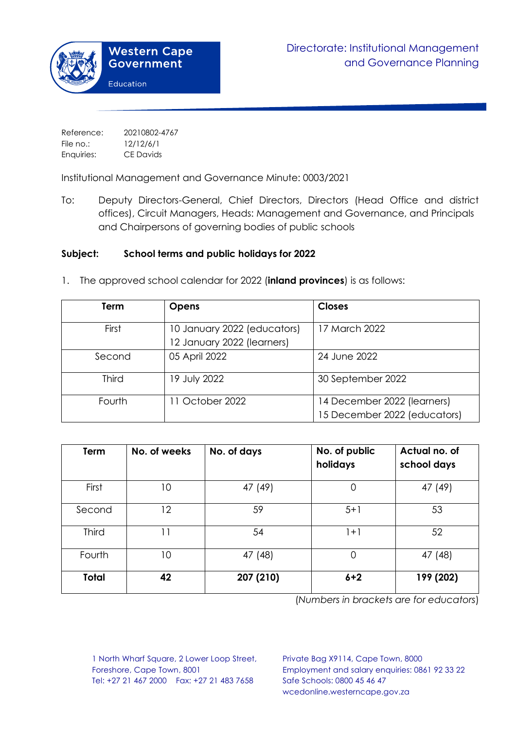Western Cape Government

Education

Directorate: Institutional Management and Governance Planning

Reference: 20210802-4767
File no.: 12/12/6/1
Enquiries: CE Davids

Institutional Management and Governance Minute: 0003/2021

To: Deputy Directors-General, Chief Directors, Directors (Head Office and district offices), Circuit Managers, Heads: Management and Governance, and Principals and Chairpersons of governing bodies of public schools

**Subject: School terms and public holidays for 2022**

1. The approved school calendar for 2022 (**inland provinces**) is as follows:

| Term | Opens | Closes |
|---|---|---|
| First | 10 January 2022 (educators)<br>12 January 2022 (learners) | 17 March 2022 |
| Second | 05 April 2022 | 24 June 2022 |
| Third | 19 July 2022 | 30 September 2022 |
| Fourth | 11 October 2022 | 14 December 2022 (learners)<br>15 December 2022 (educators) |

| Term | No. of weeks | No. of days | No. of public holidays | Actual no. of school days |
|---|---|---|---|---|
| First | 10 | 47 (49) | 0 | 47 (49) |
| Second | 12 | 59 | 5+1 | 53 |
| Third | 11 | 54 | 1+1 | 52 |
| Fourth | 10 | 47 (48) | 0 | 47 (48) |
| **Total** | **42** | **207 (210)** | **6+2** | **199 (202)** |

(*Numbers in brackets are for educators*)

1 North Wharf Square, 2 Lower Loop Street, Foreshore, Cape Town, 8001
Tel: +27 21 467 2000 Fax: +27 21 483 7658

Private Bag X9114, Cape Town, 8000
Employment and salary enquiries: 0861 92 33 22
Safe Schools: 0800 45 46 47
wcedonline.westerncape.gov.za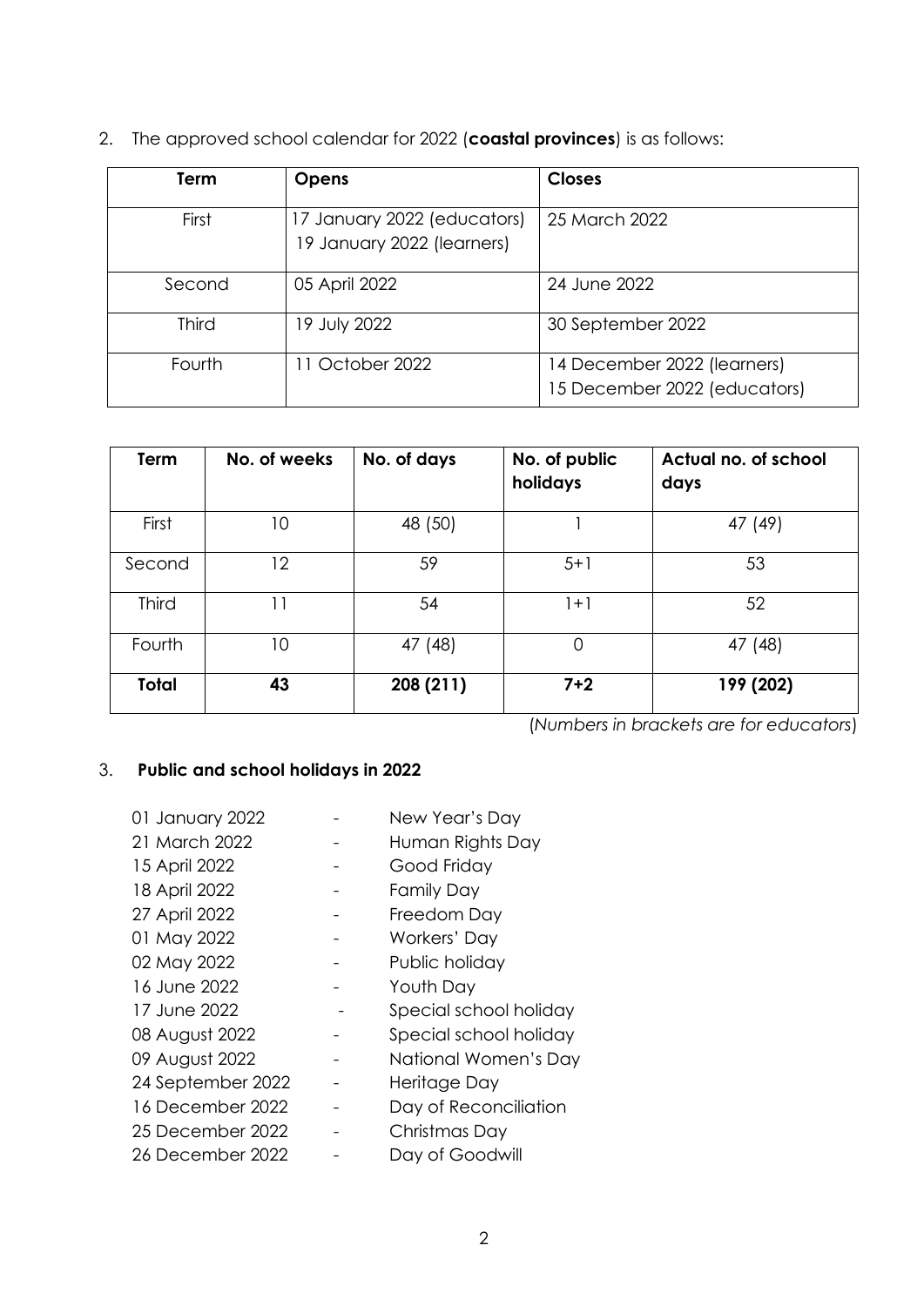2. The approved school calendar for 2022 (**coastal provinces**) is as follows:

| Term | Opens | Closes |
|---|---|---|
| First | 17 January 2022 (educators)<br>19 January 2022 (learners) | 25 March 2022 |
| Second | 05 April 2022 | 24 June 2022 |
| Third | 19 July 2022 | 30 September 2022 |
| Fourth | 11 October 2022 | 14 December 2022 (learners)<br>15 December 2022 (educators) |

| Term | No. of weeks | No. of days | No. of public holidays | Actual no. of school days |
|---|---|---|---|---|
| First | 10 | 48 (50) | 1 | 47 (49) |
| Second | 12 | 59 | 5+1 | 53 |
| Third | 11 | 54 | 1+1 | 52 |
| Fourth | 10 | 47 (48) | 0 | 47 (48) |
| **Total** | **43** | **208 (211)** | **7+2** | **199 (202)** |

(*Numbers in brackets are for educators*)

3. **Public and school holidays in 2022**

| | | |
|---|---|---|
| 01 January 2022 | - | New Year's Day |
| 21 March 2022 | - | Human Rights Day |
| 15 April 2022 | - | Good Friday |
| 18 April 2022 | - | Family Day |
| 27 April 2022 | - | Freedom Day |
| 01 May 2022 | - | Workers' Day |
| 02 May 2022 | - | Public holiday |
| 16 June 2022 | - | Youth Day |
| 17 June 2022 | - | Special school holiday |
| 08 August 2022 | - | Special school holiday |
| 09 August 2022 | - | National Women's Day |
| 24 September 2022 | - | Heritage Day |
| 16 December 2022 | - | Day of Reconciliation |
| 25 December 2022 | - | Christmas Day |
| 26 December 2022 | - | Day of Goodwill |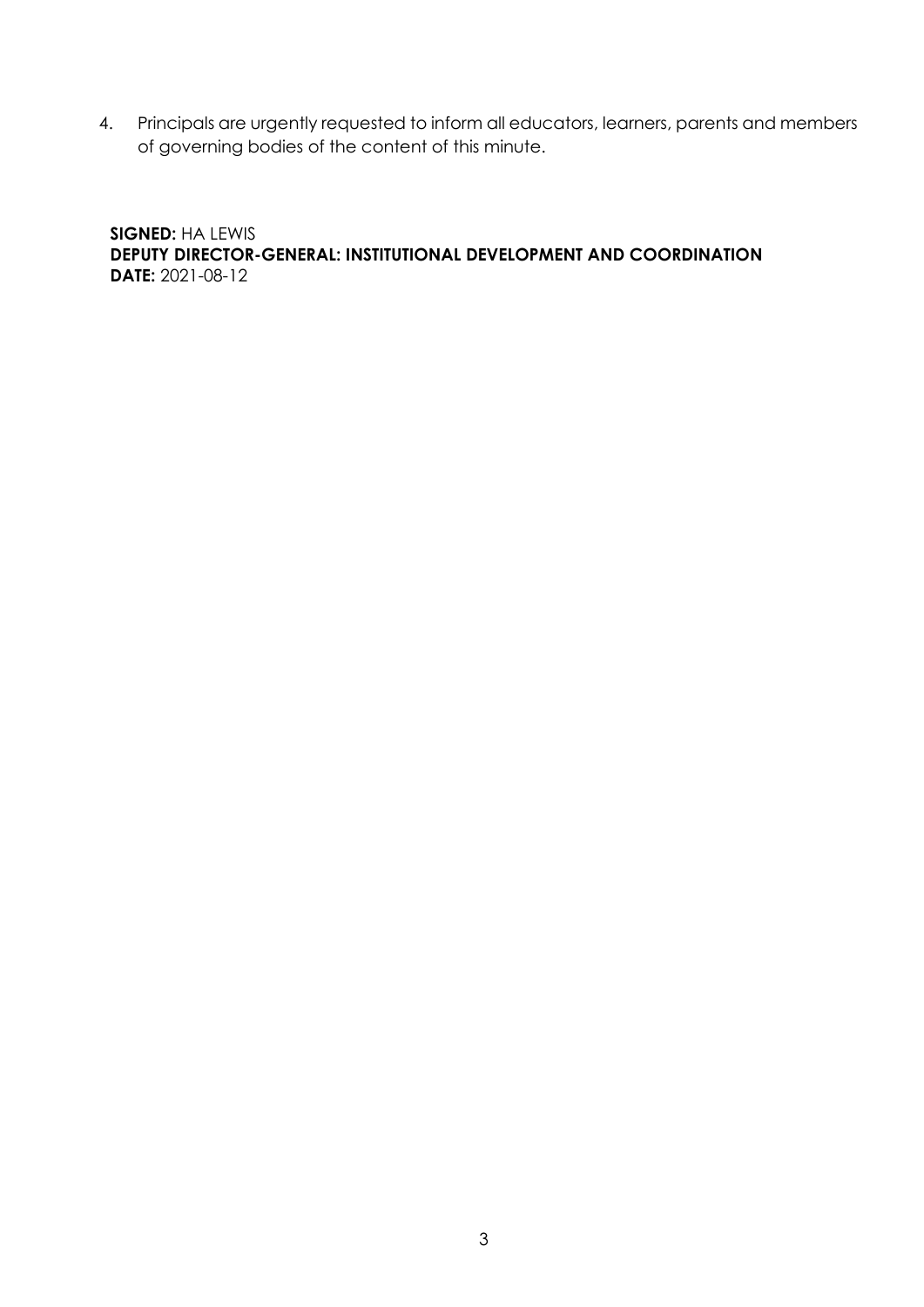4. Principals are urgently requested to inform all educators, learners, parents and members of governing bodies of the content of this minute.

**SIGNED:** HA LEWIS
**DEPUTY DIRECTOR-GENERAL: INSTITUTIONAL DEVELOPMENT AND COORDINATION**
**DATE:** 2021-08-12